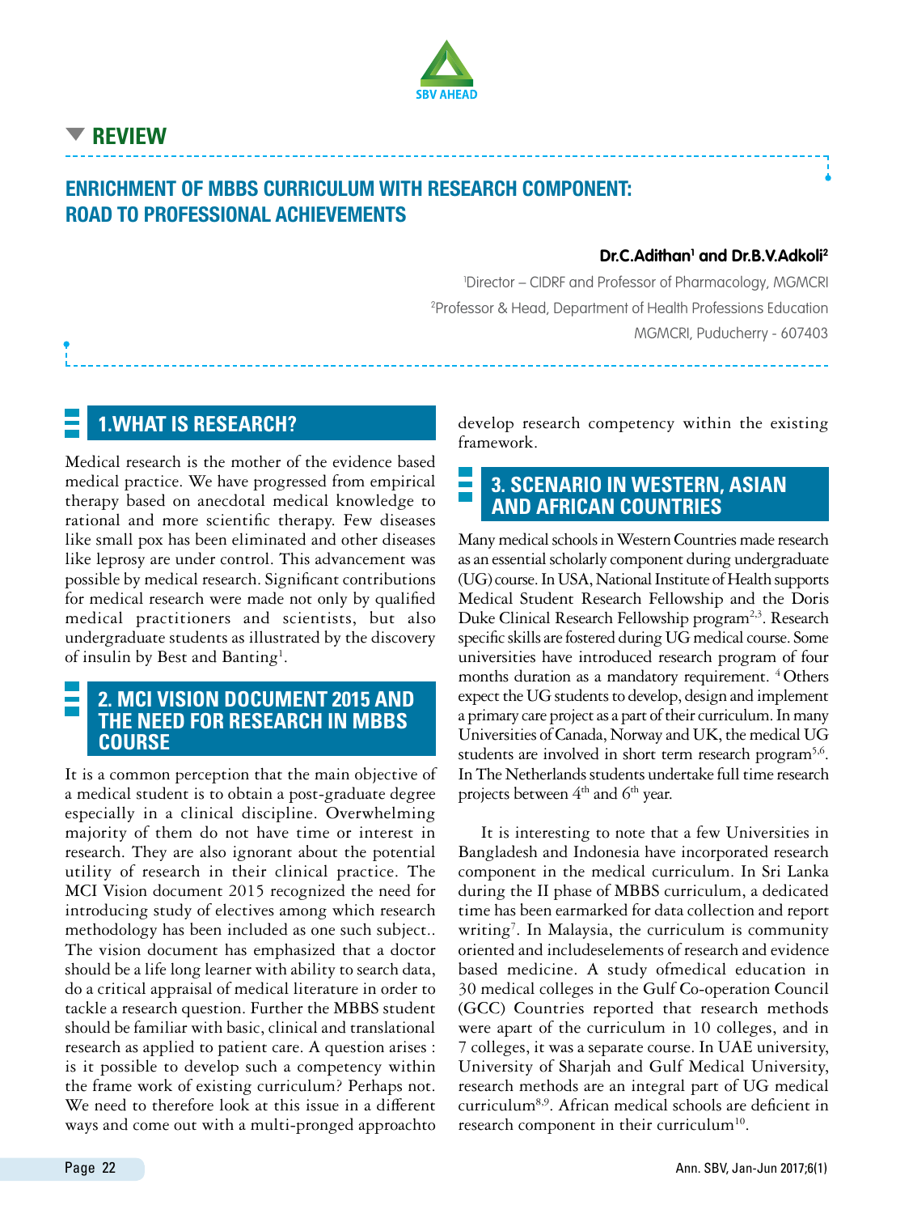## REVIEW

# ENRICHMENT OF MBBS CURRICULUM WITH RESEARCH COMPONENT: ROAD TO PROFESSIONAL ACHIEVEMENTS

**Dr.C.Adithan[1] and Dr.B.V.Adkoli[2]**

[1]Director – CIDRF and Professor of Pharmacology, MGMCRI

[2]Professor & Head, Department of Health Professions Education

MGMCRI, Puducherry - 607403

## 1.WHAT IS RESEARCH?

Medical research is the mother of the evidence based medical practice. We have progressed from empirical therapy based on anecdotal medical knowledge to rational and more scientific therapy. Few diseases like small pox has been eliminated and other diseases like leprosy are under control. This advancement was possible by medical research. Significant contributions for medical research were made not only by qualified medical practitioners and scientists, but also undergraduate students as illustrated by the discovery of insulin by Best and Banting[1].

## 2. MCI VISION DOCUMENT 2015 AND THE NEED FOR RESEARCH IN MBBS COURSE

It is a common perception that the main objective of a medical student is to obtain a post-graduate degree especially in a clinical discipline. Overwhelming majority of them do not have time or interest in research. They are also ignorant about the potential utility of research in their clinical practice. The MCI Vision document 2015 recognized the need for introducing study of electives among which research methodology has been included as one such subject.. The vision document has emphasized that a doctor should be a life long learner with ability to search data, do a critical appraisal of medical literature in order to tackle a research question. Further the MBBS student should be familiar with basic, clinical and translational research as applied to patient care. A question arises : is it possible to develop such a competency within the frame work of existing curriculum? Perhaps not. We need to therefore look at this issue in a different ways and come out with a multi-pronged approachto develop research competency within the existing framework.

## 3. SCENARIO IN WESTERN, ASIAN AND AFRICAN COUNTRIES

Many medical schools in Western Countries made research as an essential scholarly component during undergraduate (UG) course. In USA, National Institute of Health supports Medical Student Research Fellowship and the Doris Duke Clinical Research Fellowship program[2,3]. Research specific skills are fostered during UG medical course. Some universities have introduced research program of four months duration as a mandatory requirement. [4] Others expect the UG students to develop, design and implement a primary care project as a part of their curriculum. In many Universities of Canada, Norway and UK, the medical UG students are involved in short term research program[5,6]. In The Netherlands students undertake full time research projects between 4th and 6th year.

It is interesting to note that a few Universities in Bangladesh and Indonesia have incorporated research component in the medical curriculum. In Sri Lanka during the II phase of MBBS curriculum, a dedicated time has been earmarked for data collection and report writing[7]. In Malaysia, the curriculum is community oriented and includeselements of research and evidence based medicine. A study ofmedical education in 30 medical colleges in the Gulf Co-operation Council (GCC) Countries reported that research methods were apart of the curriculum in 10 colleges, and in 7 colleges, it was a separate course. In UAE university, University of Sharjah and Gulf Medical University, research methods are an integral part of UG medical curriculum[8,9]. African medical schools are deficient in research component in their curriculum[10].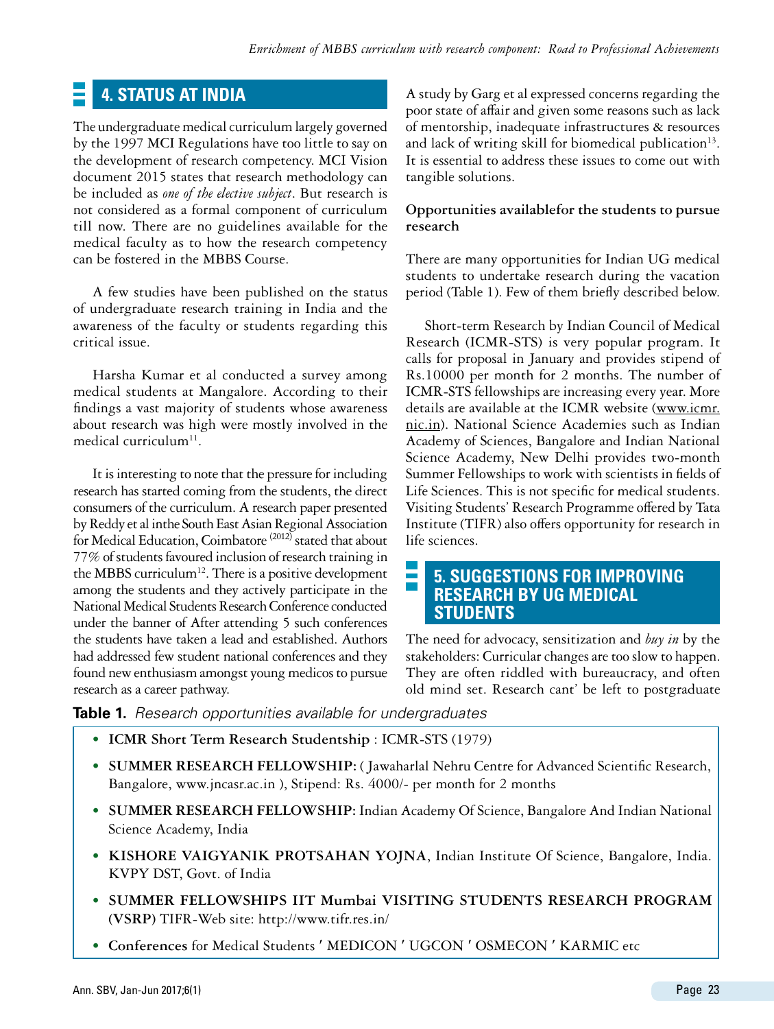## 4. STATUS AT INDIA

The undergraduate medical curriculum largely governed by the 1997 MCI Regulations have too little to say on the development of research competency. MCI Vision document 2015 states that research methodology can be included as *one of the elective subject*. But research is not considered as a formal component of curriculum till now. There are no guidelines available for the medical faculty as to how the research competency can be fostered in the MBBS Course.

A few studies have been published on the status of undergraduate research training in India and the awareness of the faculty or students regarding this critical issue.

Harsha Kumar et al conducted a survey among medical students at Mangalore. According to their findings a vast majority of students whose awareness about research was high were mostly involved in the medical curriculum[11].

It is interesting to note that the pressure for including research has started coming from the students, the direct consumers of the curriculum. A research paper presented by Reddy et al inthe South East Asian Regional Association for Medical Education, Coimbatore [(2012)] stated that about 77% of students favoured inclusion of research training in the MBBS curriculum[12]. There is a positive development among the students and they actively participate in the National Medical Students Research Conference conducted under the banner of After attending 5 such conferences the students have taken a lead and established. Authors had addressed few student national conferences and they found new enthusiasm amongst young medicos to pursue research as a career pathway.

A study by Garg et al expressed concerns regarding the poor state of affair and given some reasons such as lack of mentorship, inadequate infrastructures & resources and lack of writing skill for biomedical publication[13]. It is essential to address these issues to come out with tangible solutions.

**Opportunities availablefor the students to pursue research**

There are many opportunities for Indian UG medical students to undertake research during the vacation period (Table 1). Few of them briefly described below.

Short-term Research by Indian Council of Medical Research (ICMR-STS) is very popular program. It calls for proposal in January and provides stipend of Rs.10000 per month for 2 months. The number of ICMR-STS fellowships are increasing every year. More details are available at the ICMR website (www.icmr.nic.in). National Science Academies such as Indian Academy of Sciences, Bangalore and Indian National Science Academy, New Delhi provides two-month Summer Fellowships to work with scientists in fields of Life Sciences. This is not specific for medical students. Visiting Students' Research Programme offered by Tata Institute (TIFR) also offers opportunity for research in life sciences.

## 5. SUGGESTIONS FOR IMPROVING RESEARCH BY UG MEDICAL STUDENTS

The need for advocacy, sensitization and *buy in* by the stakeholders: Curricular changes are too slow to happen. They are often riddled with bureaucracy, and often old mind set. Research cant' be left to postgraduate

**Table 1.** *Research opportunities available for undergraduates*

- **ICMR Short Term Research Studentship** : ICMR-STS (1979)
- **SUMMER RESEARCH FELLOWSHIP:** ( Jawaharlal Nehru Centre for Advanced Scientific Research, Bangalore, www.jncasr.ac.in ), Stipend: Rs. 4000/- per month for 2 months
- **SUMMER RESEARCH FELLOWSHIP:** Indian Academy Of Science, Bangalore And Indian National Science Academy, India
- **KISHORE VAIGYANIK PROTSAHAN YOJNA**, Indian Institute Of Science, Bangalore, India. KVPY DST, Govt. of India
- **SUMMER FELLOWSHIPS IIT Mumbai VISITING STUDENTS RESEARCH PROGRAM (VSRP)** TIFR-Web site: http://www.tifr.res.in/
- **Conferences** for Medical Students ' MEDICON ' UGCON ' OSMECON ' KARMIC etc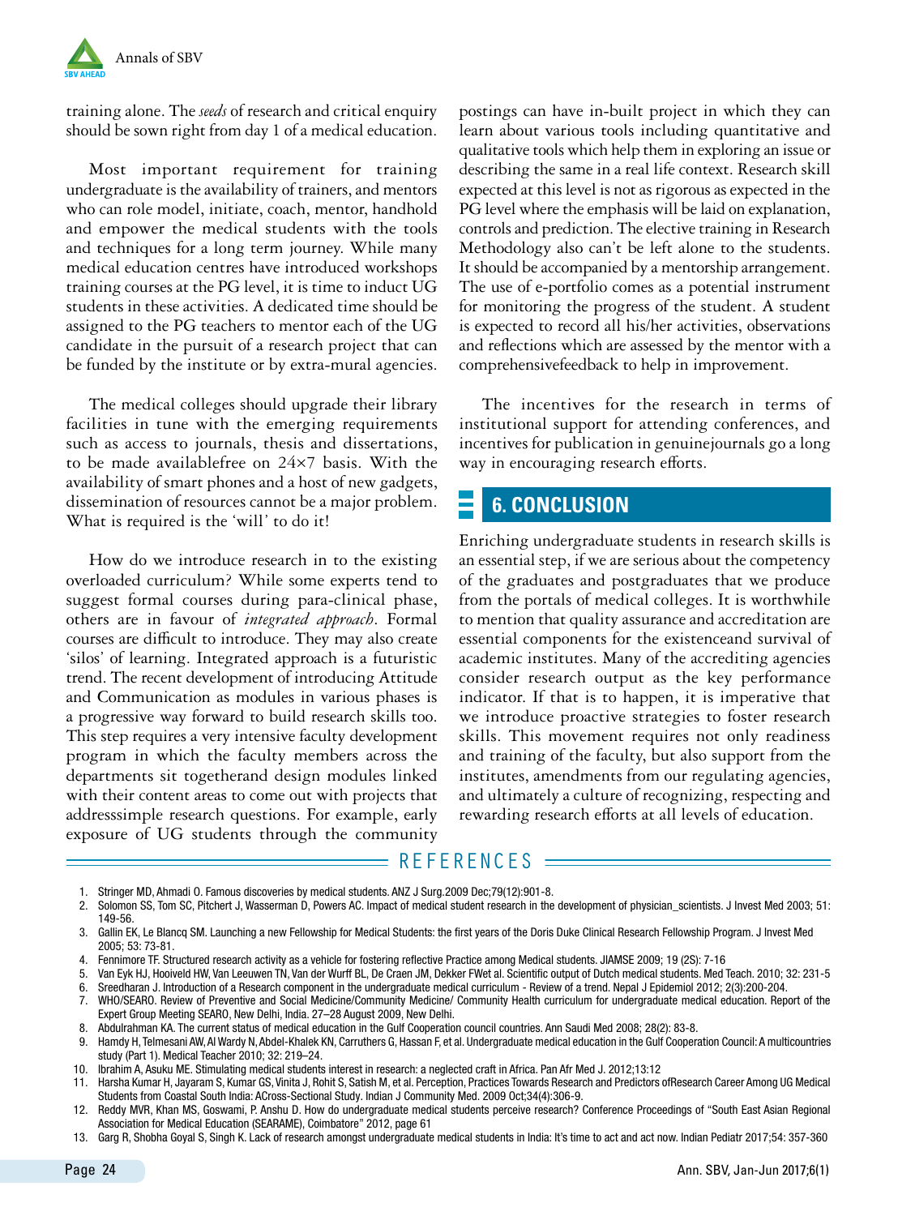training alone. The *seeds* of research and critical enquiry should be sown right from day 1 of a medical education.

Most important requirement for training undergraduate is the availability of trainers, and mentors who can role model, initiate, coach, mentor, handhold and empower the medical students with the tools and techniques for a long term journey. While many medical education centres have introduced workshops training courses at the PG level, it is time to induct UG students in these activities. A dedicated time should be assigned to the PG teachers to mentor each of the UG candidate in the pursuit of a research project that can be funded by the institute or by extra-mural agencies.

The medical colleges should upgrade their library facilities in tune with the emerging requirements such as access to journals, thesis and dissertations, to be made availablefree on 24×7 basis. With the availability of smart phones and a host of new gadgets, dissemination of resources cannot be a major problem. What is required is the 'will' to do it!

How do we introduce research in to the existing overloaded curriculum? While some experts tend to suggest formal courses during para-clinical phase, others are in favour of *integrated approach*. Formal courses are difficult to introduce. They may also create 'silos' of learning. Integrated approach is a futuristic trend. The recent development of introducing Attitude and Communication as modules in various phases is a progressive way forward to build research skills too. This step requires a very intensive faculty development program in which the faculty members across the departments sit togetherand design modules linked with their content areas to come out with projects that addresssimple research questions. For example, early exposure of UG students through the community postings can have in-built project in which they can learn about various tools including quantitative and qualitative tools which help them in exploring an issue or describing the same in a real life context. Research skill expected at this level is not as rigorous as expected in the PG level where the emphasis will be laid on explanation, controls and prediction. The elective training in Research Methodology also can't be left alone to the students. It should be accompanied by a mentorship arrangement. The use of e-portfolio comes as a potential instrument for monitoring the progress of the student. A student is expected to record all his/her activities, observations and reflections which are assessed by the mentor with a comprehensivefeedback to help in improvement.

The incentives for the research in terms of institutional support for attending conferences, and incentives for publication in genuinejournals go a long way in encouraging research efforts.

## 6. CONCLUSION

Enriching undergraduate students in research skills is an essential step, if we are serious about the competency of the graduates and postgraduates that we produce from the portals of medical colleges. It is worthwhile to mention that quality assurance and accreditation are essential components for the existenceand survival of academic institutes. Many of the accrediting agencies consider research output as the key performance indicator. If that is to happen, it is imperative that we introduce proactive strategies to foster research skills. This movement requires not only readiness and training of the faculty, but also support from the institutes, amendments from our regulating agencies, and ultimately a culture of recognizing, respecting and rewarding research efforts at all levels of education.

## REFERENCES

1. Stringer MD, Ahmadi O. Famous discoveries by medical students. ANZ J Surg.2009 Dec;79(12):901-8.
2. Solomon SS, Tom SC, Pitchert J, Wasserman D, Powers AC. Impact of medical student research in the development of physician_scientists. J Invest Med 2003; 51: 149-56.
3. Gallin EK, Le Blancq SM. Launching a new Fellowship for Medical Students: the first years of the Doris Duke Clinical Research Fellowship Program. J Invest Med 2005; 53: 73-81.
4. Fennimore TF. Structured research activity as a vehicle for fostering reflective Practice among Medical students. JIAMSE 2009; 19 (2S): 7-16
5. Van Eyk HJ, Hooiveld HW, Van Leeuwen TN, Van der Wurff BL, De Craen JM, Dekker FWet al. Scientific output of Dutch medical students. Med Teach. 2010; 32: 231-5
6. Sreedharan J. Introduction of a Research component in the undergraduate medical curriculum - Review of a trend. Nepal J Epidemiol 2012; 2(3):200-204.
7. WHO/SEARO. Review of Preventive and Social Medicine/Community Medicine/ Community Health curriculum for undergraduate medical education. Report of the Expert Group Meeting SEARO, New Delhi, India. 27–28 August 2009, New Delhi.
8. Abdulrahman KA. The current status of medical education in the Gulf Cooperation council countries. Ann Saudi Med 2008; 28(2): 83-8.
9. Hamdy H, Telmesani AW, Al Wardy N, Abdel-Khalek KN, Carruthers G, Hassan F, et al. Undergraduate medical education in the Gulf Cooperation Council: A multicountries study (Part 1). Medical Teacher 2010; 32: 219–24.
10. Ibrahim A, Asuku ME. Stimulating medical students interest in research: a neglected craft in Africa. Pan Afr Med J. 2012;13:12
11. Harsha Kumar H, Jayaram S, Kumar GS, Vinita J, Rohit S, Satish M, et al. Perception, Practices Towards Research and Predictors ofResearch Career Among UG Medical Students from Coastal South India: ACross-Sectional Study. Indian J Community Med. 2009 Oct;34(4):306-9.
12. Reddy MVR, Khan MS, Goswami, P. Anshu D. How do undergraduate medical students perceive research? Conference Proceedings of "South East Asian Regional Association for Medical Education (SEARAME), Coimbatore" 2012, page 61
13. Garg R, Shobha Goyal S, Singh K. Lack of research amongst undergraduate medical students in India: It's time to act and act now. Indian Pediatr 2017;54: 357-360